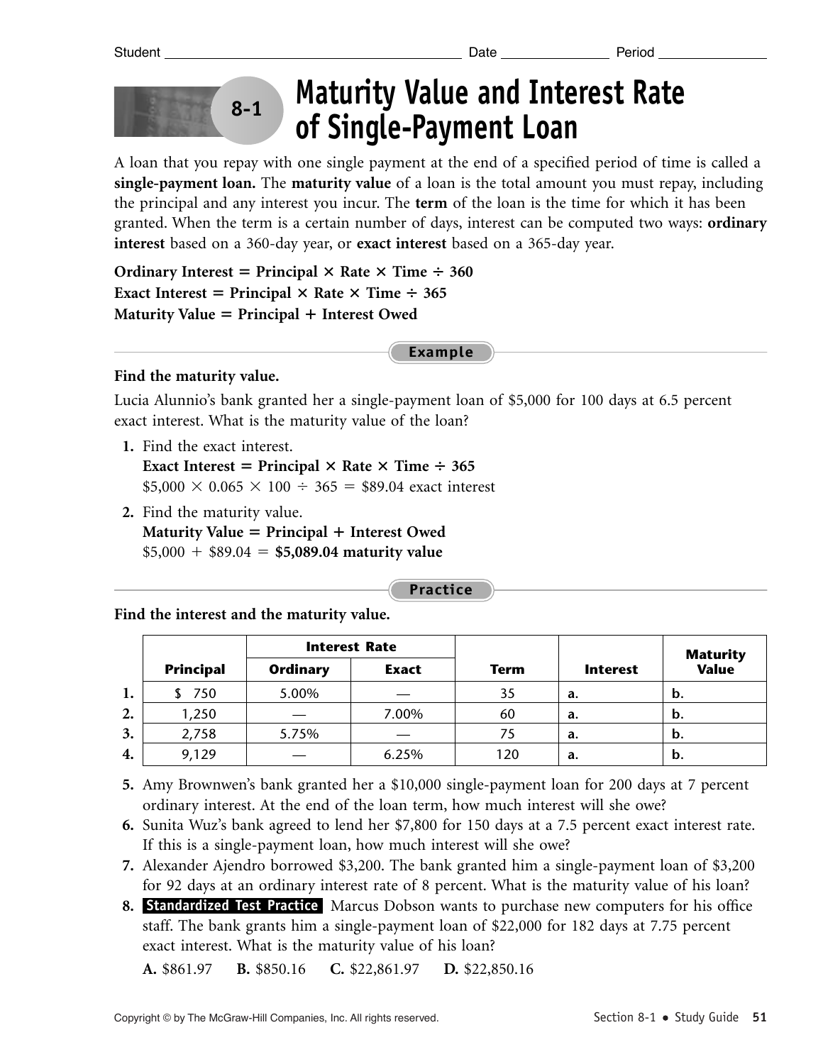Student ______________________ Date ____________ Period ____________

# 8-1 Maturity Value and Interest Rate of Single-Payment Loan

A loan that you repay with one single payment at the end of a specified period of time is called a **single-payment loan.** The **maturity value** of a loan is the total amount you must repay, including the principal and any interest you incur. The **term** of the loan is the time for which it has been granted. When the term is a certain number of days, interest can be computed two ways: **ordinary interest** based on a 360-day year, or **exact interest** based on a 365-day year.

**Ordinary Interest = Principal × Rate × Time ÷ 360**
**Exact Interest = Principal × Rate × Time ÷ 365**
**Maturity Value = Principal + Interest Owed**

## Example

**Find the maturity value.**

Lucia Alunnio's bank granted her a single-payment loan of $5,000 for 100 days at 6.5 percent exact interest. What is the maturity value of the loan?

1. Find the exact interest.
   **Exact Interest = Principal × Rate × Time ÷ 365**
   $5,000 × 0.065 × 100 ÷ 365 = $89.04 exact interest
2. Find the maturity value.
   **Maturity Value = Principal + Interest Owed**
   $5,000 + $89.04 = **$5,089.04 maturity value**

## Practice

**Find the interest and the maturity value.**

| | Principal | Interest Rate | | Term | Interest | Maturity Value |
|---|---|---|---|---|---|---|
| | | Ordinary | Exact | | | |
| **1.** | $ 750 | 5.00% | — | 35 | **a.** | **b.** |
| **2.** | 1,250 | — | 7.00% | 60 | **a.** | **b.** |
| **3.** | 2,758 | 5.75% | — | 75 | **a.** | **b.** |
| **4.** | 9,129 | — | 6.25% | 120 | **a.** | **b.** |

5. Amy Brownwen's bank granted her a $10,000 single-payment loan for 200 days at 7 percent ordinary interest. At the end of the loan term, how much interest will she owe?
6. Sunita Wuz's bank agreed to lend her $7,800 for 150 days at a 7.5 percent exact interest rate. If this is a single-payment loan, how much interest will she owe?
7. Alexander Ajendro borrowed $3,200. The bank granted him a single-payment loan of $3,200 for 92 days at an ordinary interest rate of 8 percent. What is the maturity value of his loan?
8. **Standardized Test Practice** Marcus Dobson wants to purchase new computers for his office staff. The bank grants him a single-payment loan of $22,000 for 182 days at 7.75 percent exact interest. What is the maturity value of his loan?

   **A.** $861.97 **B.** $850.16 **C.** $22,861.97 **D.** $22,850.16

Copyright © by The McGraw-Hill Companies, Inc. All rights reserved.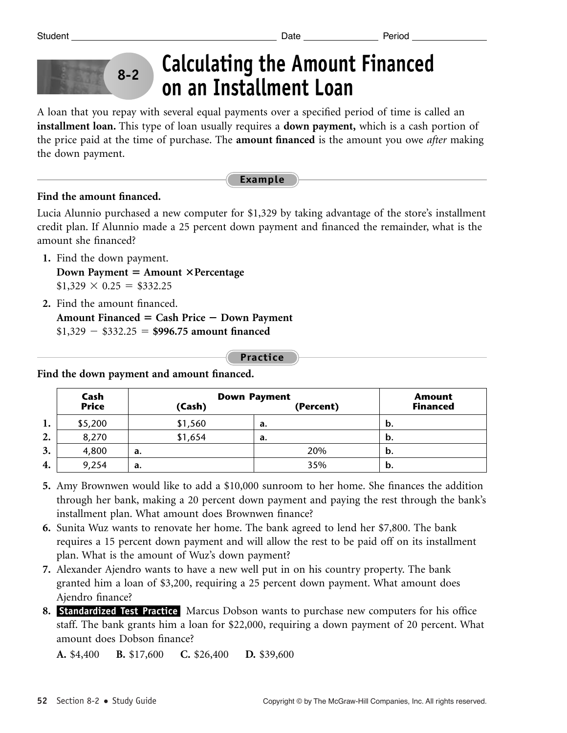Student ______ Date ______ Period ______

# 8-2 Calculating the Amount Financed on an Installment Loan

A loan that you repay with several equal payments over a specified period of time is called an **installment loan.** This type of loan usually requires a **down payment,** which is a cash portion of the price paid at the time of purchase. The **amount financed** is the amount you owe *after* making the down payment.

## Example

**Find the amount financed.**

Lucia Alunnio purchased a new computer for $1,329 by taking advantage of the store's installment credit plan. If Alunnio made a 25 percent down payment and financed the remainder, what is the amount she financed?

1. Find the down payment.
   **Down Payment = Amount × Percentage**
   $1,329 × 0.25 = $332.25
2. Find the amount financed.
   **Amount Financed = Cash Price − Down Payment**
   $1,329 − $332.25 = **$996.75 amount financed**

## Practice

**Find the down payment and amount financed.**

| | Cash Price | Down Payment (Cash) | Down Payment (Percent) | Amount Financed |
|---|---|---|---|---|
| **1.** | $5,200 | $1,560 | **a.** | **b.** |
| **2.** | 8,270 | $1,654 | **a.** | **b.** |
| **3.** | 4,800 | **a.** | 20% | **b.** |
| **4.** | 9,254 | **a.** | 35% | **b.** |

5. Amy Brownwen would like to add a $10,000 sunroom to her home. She finances the addition through her bank, making a 20 percent down payment and paying the rest through the bank's installment plan. What amount does Brownwen finance?
6. Sunita Wuz wants to renovate her home. The bank agreed to lend her $7,800. The bank requires a 15 percent down payment and will allow the rest to be paid off on its installment plan. What is the amount of Wuz's down payment?
7. Alexander Ajendro wants to have a new well put in on his country property. The bank granted him a loan of $3,200, requiring a 25 percent down payment. What amount does Ajendro finance?
8. **Standardized Test Practice** Marcus Dobson wants to purchase new computers for his office staff. The bank grants him a loan for $22,000, requiring a down payment of 20 percent. What amount does Dobson finance?

   **A.** $4,400 **B.** $17,600 **C.** $26,400 **D.** $39,600

Copyright © by The McGraw-Hill Companies, Inc. All rights reserved.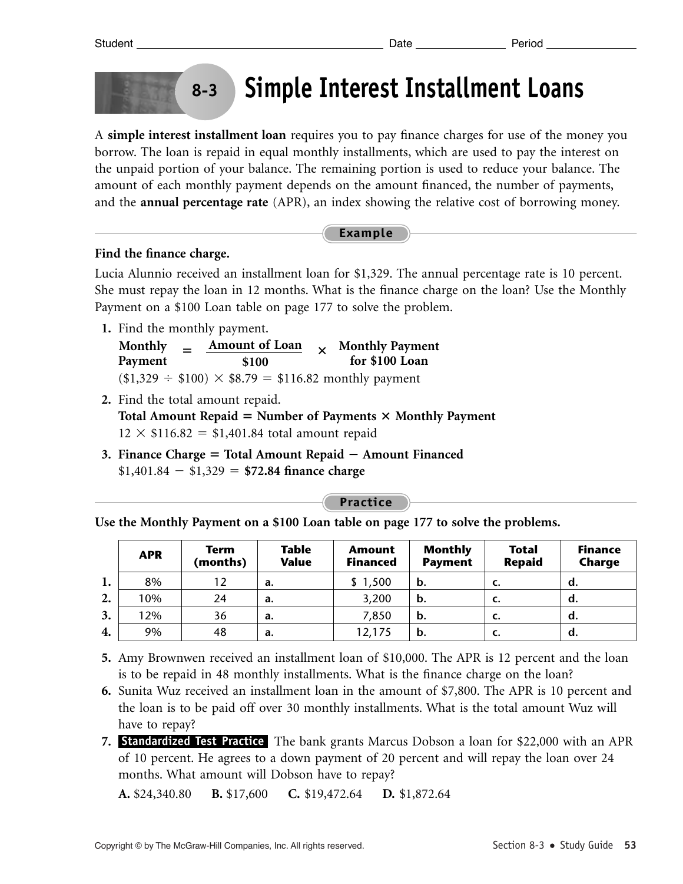Student ______________________ Date __________ Period __________

# 8-3 Simple Interest Installment Loans

A **simple interest installment loan** requires you to pay finance charges for use of the money you borrow. The loan is repaid in equal monthly installments, which are used to pay the interest on the unpaid portion of your balance. The remaining portion is used to reduce your balance. The amount of each monthly payment depends on the amount financed, the number of payments, and the **annual percentage rate** (APR), an index showing the relative cost of borrowing money.

## Example

**Find the finance charge.**

Lucia Alunnio received an installment loan for $1,329. The annual percentage rate is 10 percent. She must repay the loan in 12 months. What is the finance charge on the loan? Use the Monthly Payment on a $100 Loan table on page 177 to solve the problem.

1. Find the monthly payment.

   $$\textbf{Monthly Payment} = \frac{\textbf{Amount of Loan}}{\textbf{\$100}} \times \textbf{Monthly Payment for \$100 Loan}$$

   ($1,329 ÷ $100) × $8.79 = $116.82 monthly payment

2. Find the total amount repaid.
   **Total Amount Repaid = Number of Payments × Monthly Payment**
   12 × $116.82 = $1,401.84 total amount repaid

3. **Finance Charge = Total Amount Repaid − Amount Financed**
   $1,401.84 − $1,329 = **$72.84 finance charge**

## Practice

**Use the Monthly Payment on a $100 Loan table on page 177 to solve the problems.**

| | APR | Term (months) | Table Value | Amount Financed | Monthly Payment | Total Repaid | Finance Charge |
|---|---|---|---|---|---|---|---|
| **1.** | 8% | 12 | **a.** | $ 1,500 | **b.** | **c.** | **d.** |
| **2.** | 10% | 24 | **a.** | 3,200 | **b.** | **c.** | **d.** |
| **3.** | 12% | 36 | **a.** | 7,850 | **b.** | **c.** | **d.** |
| **4.** | 9% | 48 | **a.** | 12,175 | **b.** | **c.** | **d.** |

5. Amy Brownwen received an installment loan of $10,000. The APR is 12 percent and the loan is to be repaid in 48 monthly installments. What is the finance charge on the loan?

6. Sunita Wuz received an installment loan in the amount of $7,800. The APR is 10 percent and the loan is to be paid off over 30 monthly installments. What is the total amount Wuz will have to repay?

7. **Standardized Test Practice** The bank grants Marcus Dobson a loan for $22,000 with an APR of 10 percent. He agrees to a down payment of 20 percent and will repay the loan over 24 months. What amount will Dobson have to repay?

   **A.** $24,340.80  **B.** $17,600  **C.** $19,472.64  **D.** $1,872.64

Copyright © by The McGraw-Hill Companies, Inc. All rights reserved.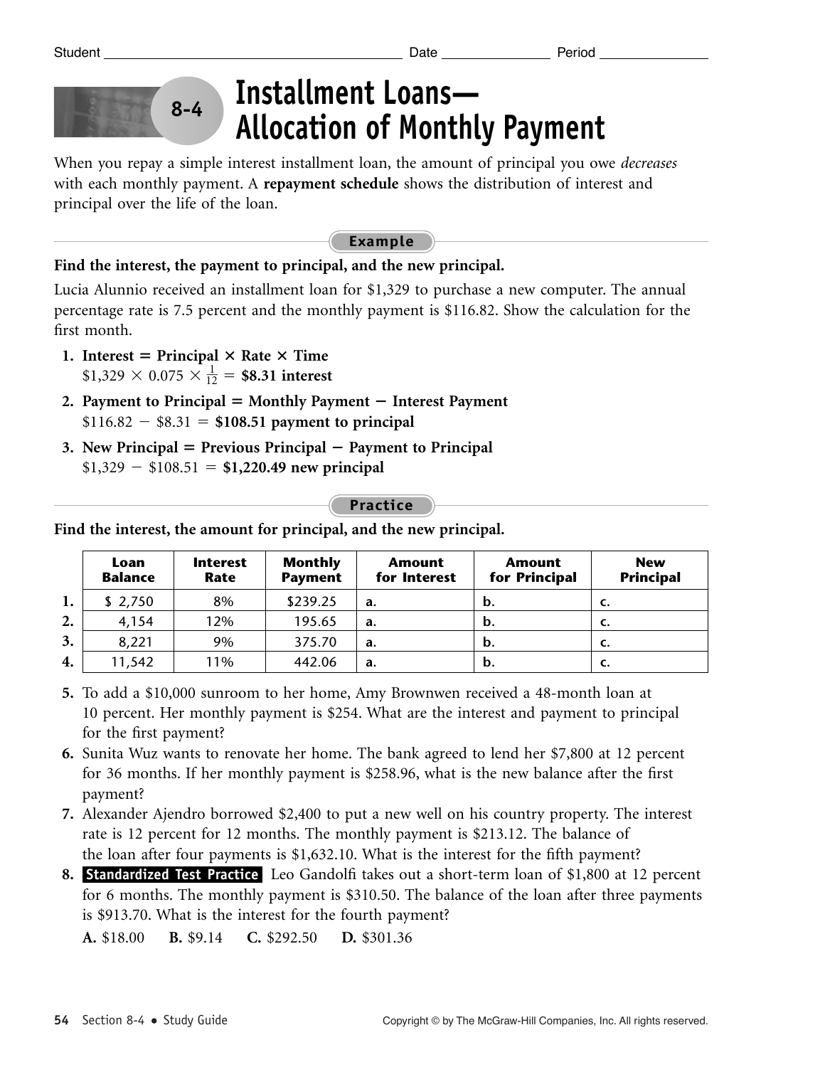Student ______________________ Date ____________ Period ____________

# 8-4 Installment Loans— Allocation of Monthly Payment

When you repay a simple interest installment loan, the amount of principal you owe *decreases* with each monthly payment. A **repayment schedule** shows the distribution of interest and principal over the life of the loan.

## Example

**Find the interest, the payment to principal, and the new principal.**

Lucia Alunnio received an installment loan for $1,329 to purchase a new computer. The annual percentage rate is 7.5 percent and the monthly payment is $116.82. Show the calculation for the first month.

1. **Interest = Principal × Rate × Time**
   $\$1{,}329 \times 0.075 \times \frac{1}{12} =$ **$8.31 interest**
2. **Payment to Principal = Monthly Payment − Interest Payment**
   $\$116.82 - \$8.31 =$ **$108.51 payment to principal**
3. **New Principal = Previous Principal − Payment to Principal**
   $\$1{,}329 - \$108.51 =$ **$1,220.49 new principal**

## Practice

**Find the interest, the amount for principal, and the new principal.**

| | Loan Balance | Interest Rate | Monthly Payment | Amount for Interest | Amount for Principal | New Principal |
|---|---|---|---|---|---|---|
| **1.** | $ 2,750 | 8% | $239.25 | a. | b. | c. |
| **2.** | 4,154 | 12% | 195.65 | a. | b. | c. |
| **3.** | 8,221 | 9% | 375.70 | a. | b. | c. |
| **4.** | 11,542 | 11% | 442.06 | a. | b. | c. |

5. To add a $10,000 sunroom to her home, Amy Brownwen received a 48-month loan at 10 percent. Her monthly payment is $254. What are the interest and payment to principal for the first payment?
6. Sunita Wuz wants to renovate her home. The bank agreed to lend her $7,800 at 12 percent for 36 months. If her monthly payment is $258.96, what is the new balance after the first payment?
7. Alexander Ajendro borrowed $2,400 to put a new well on his country property. The interest rate is 12 percent for 12 months. The monthly payment is $213.12. The balance of the loan after four payments is $1,632.10. What is the interest for the fifth payment?
8. **Standardized Test Practice** Leo Gandolfi takes out a short-term loan of $1,800 at 12 percent for 6 months. The monthly payment is $310.50. The balance of the loan after three payments is $913.70. What is the interest for the fourth payment?

   **A.** $18.00 **B.** $9.14 **C.** $292.50 **D.** $301.36

Copyright © by The McGraw-Hill Companies, Inc. All rights reserved.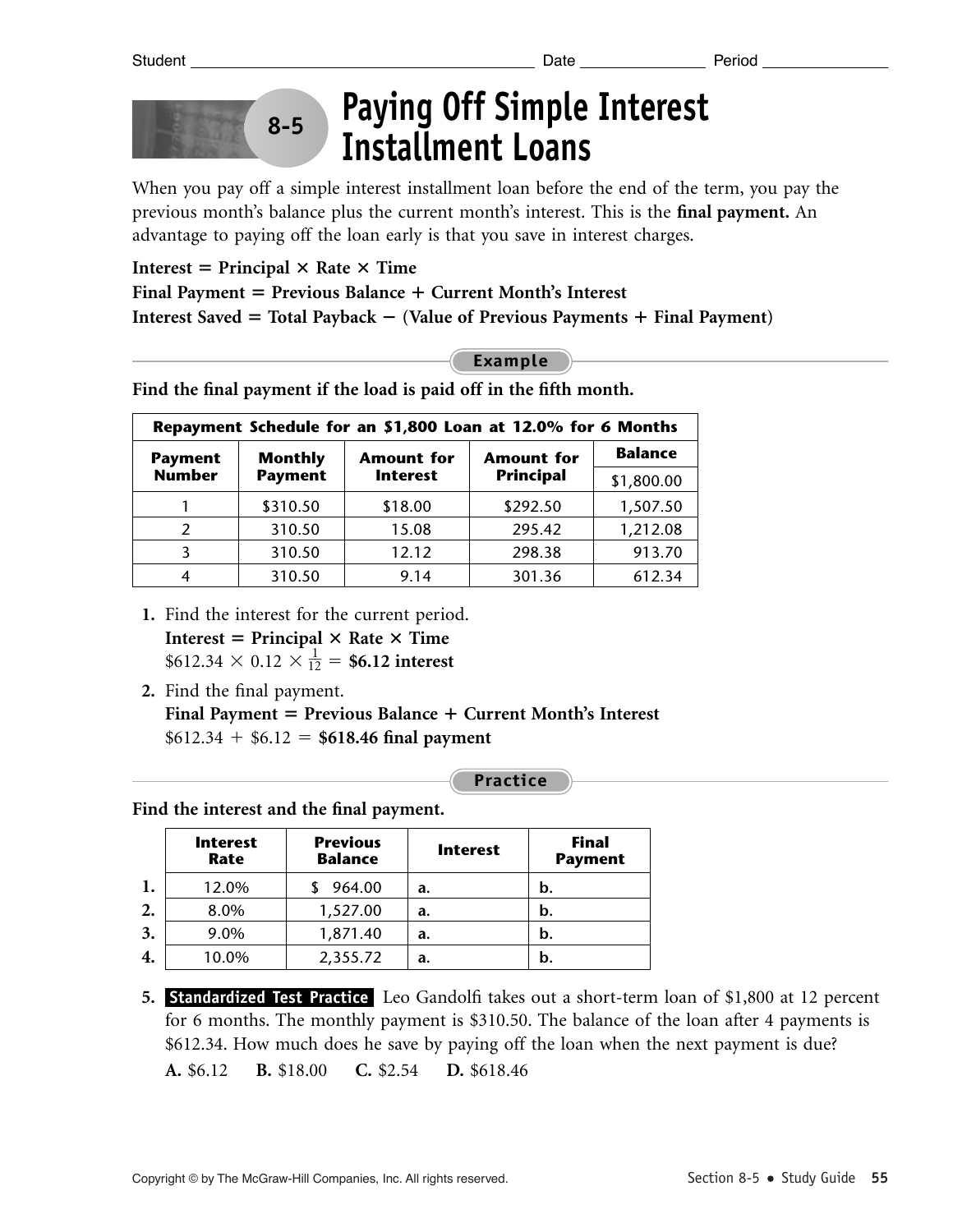Student ______________________ Date __________ Period __________

# 8-5 Paying Off Simple Interest Installment Loans

When you pay off a simple interest installment loan before the end of the term, you pay the previous month's balance plus the current month's interest. This is the **final payment.** An advantage to paying off the loan early is that you save in interest charges.

**Interest = Principal × Rate × Time**
**Final Payment = Previous Balance + Current Month's Interest**
**Interest Saved = Total Payback − (Value of Previous Payments + Final Payment)**

## Example

**Find the final payment if the load is paid off in the fifth month.**

| Repayment Schedule for an $1,800 Loan at 12.0% for 6 Months | | | | |
|---|---|---|---|---|
| **Payment Number** | **Monthly Payment** | **Amount for Interest** | **Amount for Principal** | **Balance** |
| | | | | $1,800.00 |
| 1 | $310.50 | $18.00 | $292.50 | 1,507.50 |
| 2 | 310.50 | 15.08 | 295.42 | 1,212.08 |
| 3 | 310.50 | 12.12 | 298.38 | 913.70 |
| 4 | 310.50 | 9.14 | 301.36 | 612.34 |

1. Find the interest for the current period.
   **Interest = Principal × Rate × Time**
   $\$612.34 \times 0.12 \times \frac{1}{12} =$ **\$6.12 interest**

2. Find the final payment.
   **Final Payment = Previous Balance + Current Month's Interest**
   $\$612.34 + \$6.12 =$ **\$618.46 final payment**

## Practice

**Find the interest and the final payment.**

| | Interest Rate | Previous Balance | Interest | Final Payment |
|---|---|---|---|---|
| **1.** | 12.0% | $ 964.00 | **a.** | **b.** |
| **2.** | 8.0% | 1,527.00 | **a.** | **b.** |
| **3.** | 9.0% | 1,871.40 | **a.** | **b.** |
| **4.** | 10.0% | 2,355.72 | **a.** | **b.** |

5. **Standardized Test Practice** Leo Gandolfi takes out a short-term loan of $1,800 at 12 percent for 6 months. The monthly payment is $310.50. The balance of the loan after 4 payments is $612.34. How much does he save by paying off the loan when the next payment is due?

   **A.** $6.12 **B.** $18.00 **C.** $2.54 **D.** $618.46

Copyright © by The McGraw-Hill Companies, Inc. All rights reserved.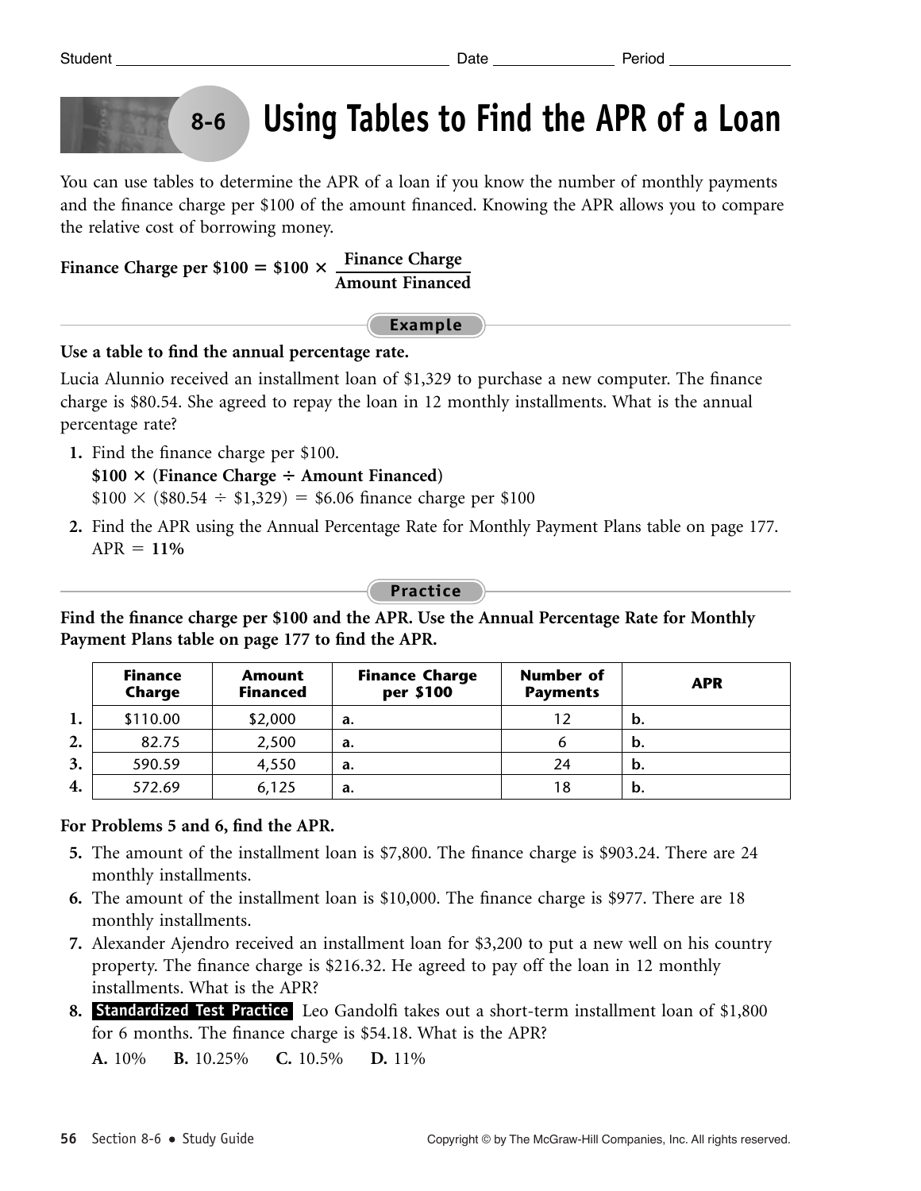Student ______________________ Date ____________ Period ____________

# 8-6 Using Tables to Find the APR of a Loan

You can use tables to determine the APR of a loan if you know the number of monthly payments and the finance charge per $100 of the amount financed. Knowing the APR allows you to compare the relative cost of borrowing money.

$$\textbf{Finance Charge per \$100} = \$100 \times \frac{\textbf{Finance Charge}}{\textbf{Amount Financed}}$$

## Example

**Use a table to find the annual percentage rate.**

Lucia Alunnio received an installment loan of $1,329 to purchase a new computer. The finance charge is $80.54. She agreed to repay the loan in 12 monthly installments. What is the annual percentage rate?

1. Find the finance charge per $100.
   **$100 × (Finance Charge ÷ Amount Financed)**
   $100 × ($80.54 ÷ $1,329) = $6.06 finance charge per $100
2. Find the APR using the Annual Percentage Rate for Monthly Payment Plans table on page 177.
   APR = **11%**

## Practice

**Find the finance charge per $100 and the APR. Use the Annual Percentage Rate for Monthly Payment Plans table on page 177 to find the APR.**

| | Finance Charge | Amount Financed | Finance Charge per $100 | Number of Payments | APR |
|---|---|---|---|---|---|
| **1.** | $110.00 | $2,000 | **a.** | 12 | **b.** |
| **2.** | 82.75 | 2,500 | **a.** | 6 | **b.** |
| **3.** | 590.59 | 4,550 | **a.** | 24 | **b.** |
| **4.** | 572.69 | 6,125 | **a.** | 18 | **b.** |

**For Problems 5 and 6, find the APR.**

5. The amount of the installment loan is $7,800. The finance charge is $903.24. There are 24 monthly installments.
6. The amount of the installment loan is $10,000. The finance charge is $977. There are 18 monthly installments.
7. Alexander Ajendro received an installment loan for $3,200 to put a new well on his country property. The finance charge is $216.32. He agreed to pay off the loan in 12 monthly installments. What is the APR?
8. **Standardized Test Practice** Leo Gandolfi takes out a short-term installment loan of $1,800 for 6 months. The finance charge is $54.18. What is the APR?

   **A.** 10%  **B.** 10.25%  **C.** 10.5%  **D.** 11%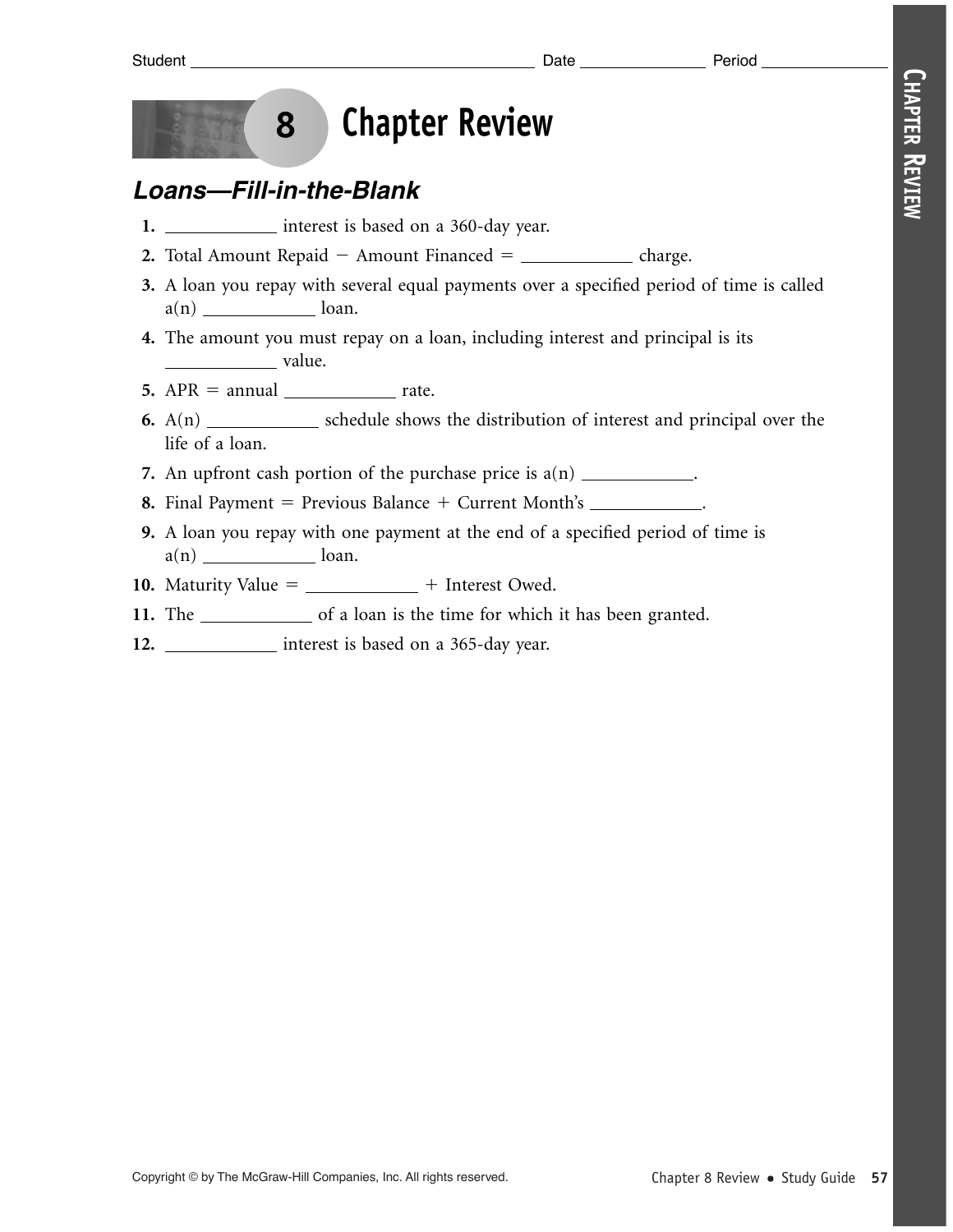Student ______________________ Date ____________ Period ____________

# 8 Chapter Review

## *Loans—Fill-in-the-Blank*

1. ____________ interest is based on a 360-day year.
2. Total Amount Repaid − Amount Financed = ____________ charge.
3. A loan you repay with several equal payments over a specified period of time is called a(n) ____________ loan.
4. The amount you must repay on a loan, including interest and principal is its ____________ value.
5. APR = annual ____________ rate.
6. A(n) ____________ schedule shows the distribution of interest and principal over the life of a loan.
7. An upfront cash portion of the purchase price is a(n) ____________.
8. Final Payment = Previous Balance + Current Month's ____________.
9. A loan you repay with one payment at the end of a specified period of time is a(n) ____________ loan.
10. Maturity Value = ____________ + Interest Owed.
11. The ____________ of a loan is the time for which it has been granted.
12. ____________ interest is based on a 365-day year.

Copyright © by The McGraw-Hill Companies, Inc. All rights reserved.